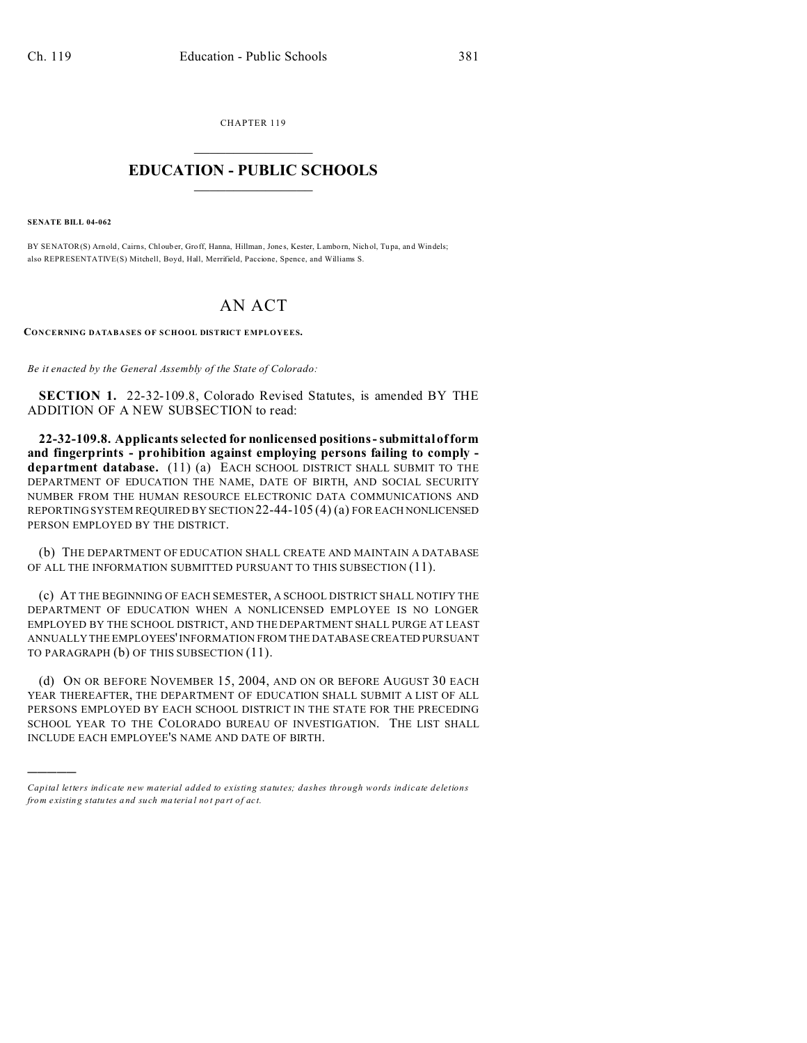CHAPTER 119

# EDUCATION - PUBLIC SCHOOLS

**SENATE BILL 04-062**

BY SENATOR(S) Arnold, Cairns, Chlouber, Groff, Hanna, Hillman, Jones, Kester, Lamborn, Nichol, Tupa, and Windels;
also REPRESENTATIVE(S) Mitchell, Boyd, Hall, Merrifield, Paccione, Spence, and Williams S.

# AN ACT

**CONCERNING DATABASES OF SCHOOL DISTRICT EMPLOYEES.**

*Be it enacted by the General Assembly of the State of Colorado:*

**SECTION 1.** 22-32-109.8, Colorado Revised Statutes, is amended BY THE ADDITION OF A NEW SUBSECTION to read:

**22-32-109.8. Applicants selected for nonlicensed positions - submittal of form and fingerprints - prohibition against employing persons failing to comply - department database.** (11) (a) EACH SCHOOL DISTRICT SHALL SUBMIT TO THE DEPARTMENT OF EDUCATION THE NAME, DATE OF BIRTH, AND SOCIAL SECURITY NUMBER FROM THE HUMAN RESOURCE ELECTRONIC DATA COMMUNICATIONS AND REPORTING SYSTEM REQUIRED BY SECTION 22-44-105 (4) (a) FOR EACH NONLICENSED PERSON EMPLOYED BY THE DISTRICT.

(b) THE DEPARTMENT OF EDUCATION SHALL CREATE AND MAINTAIN A DATABASE OF ALL THE INFORMATION SUBMITTED PURSUANT TO THIS SUBSECTION (11).

(c) AT THE BEGINNING OF EACH SEMESTER, A SCHOOL DISTRICT SHALL NOTIFY THE DEPARTMENT OF EDUCATION WHEN A NONLICENSED EMPLOYEE IS NO LONGER EMPLOYED BY THE SCHOOL DISTRICT, AND THE DEPARTMENT SHALL PURGE AT LEAST ANNUALLY THE EMPLOYEES' INFORMATION FROM THE DATABASE CREATED PURSUANT TO PARAGRAPH (b) OF THIS SUBSECTION (11).

(d) ON OR BEFORE NOVEMBER 15, 2004, AND ON OR BEFORE AUGUST 30 EACH YEAR THEREAFTER, THE DEPARTMENT OF EDUCATION SHALL SUBMIT A LIST OF ALL PERSONS EMPLOYED BY EACH SCHOOL DISTRICT IN THE STATE FOR THE PRECEDING SCHOOL YEAR TO THE COLORADO BUREAU OF INVESTIGATION. THE LIST SHALL INCLUDE EACH EMPLOYEE'S NAME AND DATE OF BIRTH.

---

*Capital letters indicate new material added to existing statutes; dashes through words indicate deletions from existing statutes and such material not part of act.*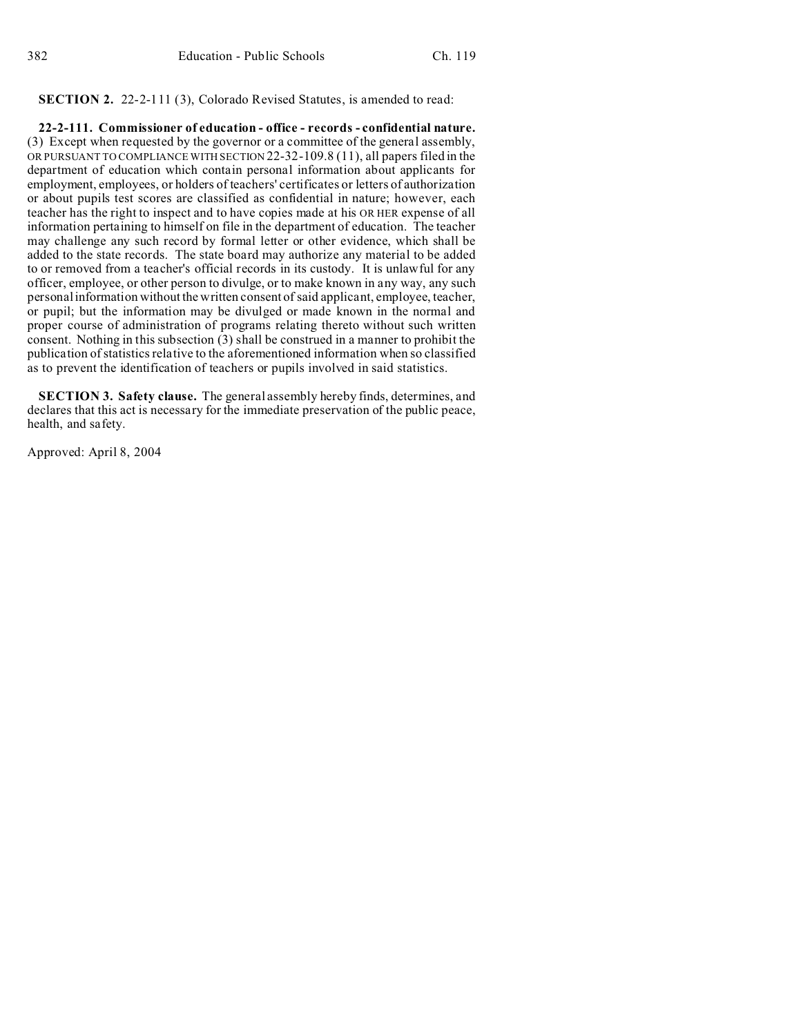**SECTION 2.** 22-2-111 (3), Colorado Revised Statutes, is amended to read:

**22-2-111. Commissioner of education - office - records - confidential nature.** (3) Except when requested by the governor or a committee of the general assembly, OR PURSUANT TO COMPLIANCE WITH SECTION 22-32-109.8 (11), all papers filed in the department of education which contain personal information about applicants for employment, employees, or holders of teachers' certificates or letters of authorization or about pupils test scores are classified as confidential in nature; however, each teacher has the right to inspect and to have copies made at his OR HER expense of all information pertaining to himself on file in the department of education. The teacher may challenge any such record by formal letter or other evidence, which shall be added to the state records. The state board may authorize any material to be added to or removed from a teacher's official records in its custody. It is unlawful for any officer, employee, or other person to divulge, or to make known in any way, any such personal information without the written consent of said applicant, employee, teacher, or pupil; but the information may be divulged or made known in the normal and proper course of administration of programs relating thereto without such written consent. Nothing in this subsection (3) shall be construed in a manner to prohibit the publication of statistics relative to the aforementioned information when so classified as to prevent the identification of teachers or pupils involved in said statistics.

**SECTION 3. Safety clause.** The general assembly hereby finds, determines, and declares that this act is necessary for the immediate preservation of the public peace, health, and safety.

Approved: April 8, 2004